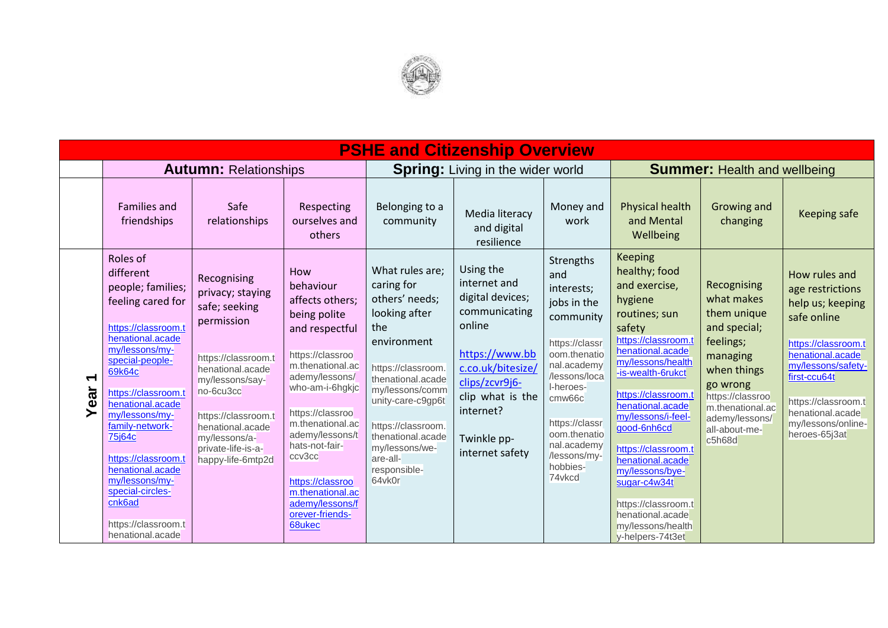| PSHE and Citizenship Overview | | | | | | | | | |
|---|---|---|---|---|---|---|---|---|---|
| | **Autumn:** Relationships | | | **Spring:** Living in the wider world | | | **Summer:** Health and wellbeing | | |
| | Families and friendships | Safe relationships | Respecting ourselves and others | Belonging to a community | Media literacy and digital resilience | Money and work | Physical health and Mental Wellbeing | Growing and changing | Keeping safe |
| **Year 1** | Roles of different people; families; feeling cared for<br><br>https://classroom.thenational.academy/lessons/my-special-people-69k64c<br><br>https://classroom.thenational.academy/lessons/my-family-network-75j64c<br><br>https://classroom.thenational.academy/lessons/my-special-circles-cnk6ad<br><br>https://classroom.thenational.acade | Recognising privacy; staying safe; seeking permission<br><br>https://classroom.thenational.academy/lessons/say-no-6cu3cc<br><br>https://classroom.thenational.academy/lessons/a-private-life-is-a-happy-life-6mtp2d | How behaviour affects others; being polite and respectful<br><br>https://classroom.thenational.academy/lessons/who-am-i-6hgkjc<br><br>https://classroom.thenational.academy/lessons/thats-not-fair-ccv3cc<br><br>https://classroom.thenational.academy/lessons/forever-friends-68ukec | What rules are; caring for others' needs; looking after the environment<br><br>https://classroom.thenational.academy/lessons/community-care-c9gp6t<br><br>https://classroom.thenational.academy/lessons/we-are-all-responsible-64vk0r | Using the internet and digital devices; communicating online<br><br>https://www.bbc.co.uk/bitesize/clips/zcvr9j6-clip what is the internet?<br><br>Twinkle pp-internet safety | Strengths and interests; jobs in the community<br><br>https://classroom.thenational.academy/lessons/local-heroes-cmw66c<br><br>https://classroom.thenational.academy/lessons/my-hobbies-74vkcd | Keeping healthy; food and exercise, hygiene routines; sun safety<br>https://classroom.thenational.academy/lessons/health-is-wealth-6rukct<br><br>https://classroom.thenational.academy/lessons/i-feel-good-6nh6cd<br><br>https://classroom.thenational.academy/lessons/bye-sugar-c4w34t<br><br>https://classroom.thenational.academy/lessons/healthy-helpers-74t3et | Recognising what makes them unique and special; feelings; managing when things go wrong<br>https://classroom.thenational.academy/lessons/all-about-me-c5h68d | How rules and age restrictions help us; keeping safe online<br><br>https://classroom.thenational.academy/lessons/safety-first-ccu64t<br><br>https://classroom.thenational.academy/lessons/online-heroes-65j3at |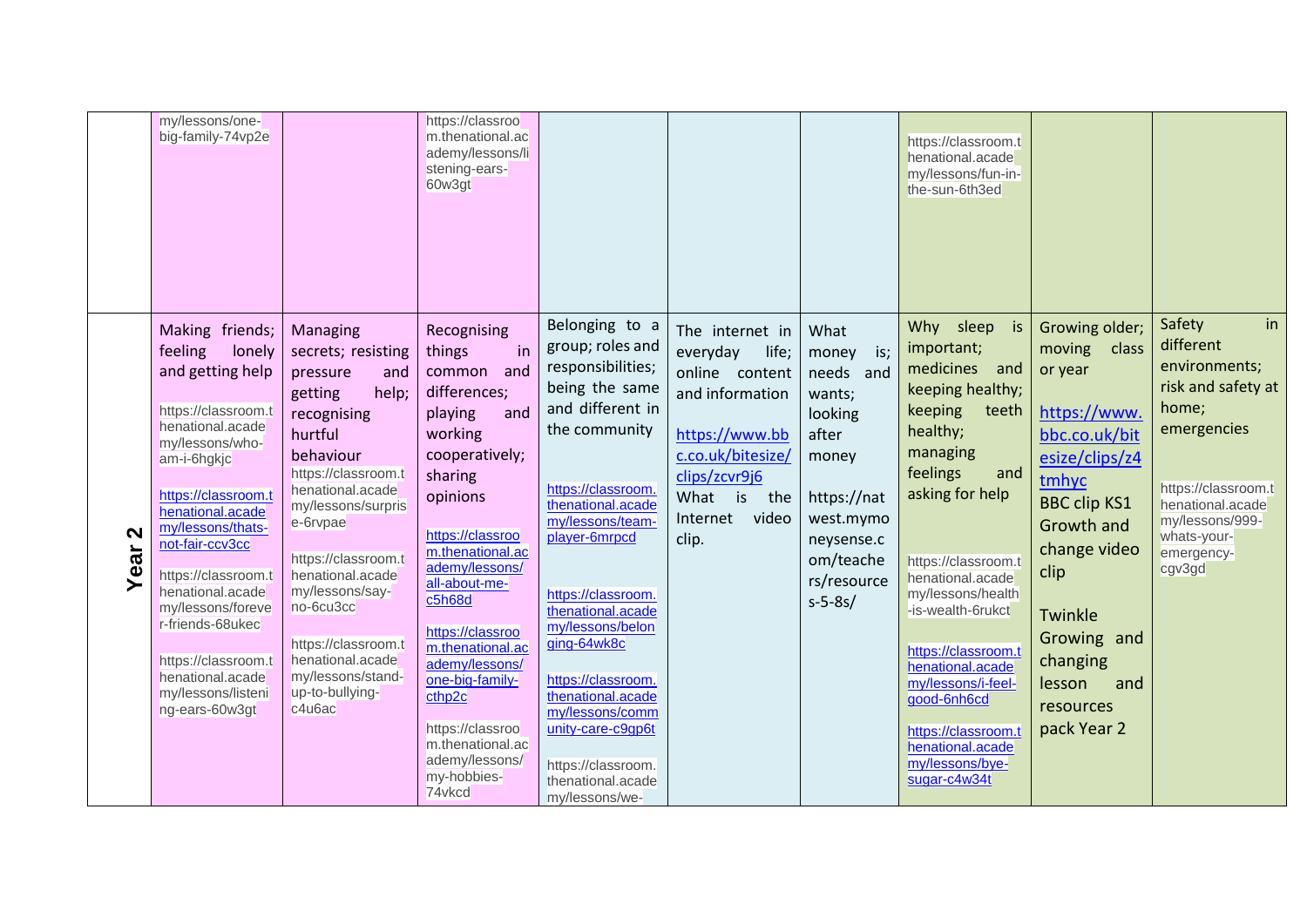| | | | | | | | | | | |
|---|---|---|---|---|---|---|---|---|---|---|
| | my/lessons/one-big-family-74vp2e | | https://classroom.thenational.academy/lessons/listening-ears-60w3gt | | | | https://classroom.thenational.academy/lessons/fun-in-the-sun-6th3ed | | |
| **Year 2** | Making friends; feeling lonely and getting help<br><br>https://classroom.thenational.academy/lessons/who-am-i-6hgkjc<br><br>https://classroom.thenational.academy/lessons/thats-not-fair-ccv3cc<br><br>https://classroom.thenational.academy/lessons/forever-friends-68ukec<br><br>https://classroom.thenational.academy/lessons/listening-ears-60w3gt | Managing secrets; resisting pressure and getting help; recognising hurtful behaviour<br>https://classroom.thenational.academy/lessons/surprise-6rvpae<br><br>https://classroom.thenational.academy/lessons/say-no-6cu3cc<br><br>https://classroom.thenational.academy/lessons/stand-up-to-bullying-c4u6ac | Recognising things in common and differences; playing and working cooperatively; sharing opinions<br><br>https://classroom.thenational.academy/lessons/all-about-me-c5h68d<br><br>https://classroom.thenational.academy/lessons/one-big-family-cthp2c<br><br>https://classroom.thenational.academy/lessons/my-hobbies-74vkcd | Belonging to a group; roles and responsibilities; being the same and different in the community<br><br>https://classroom.thenational.academy/lessons/team-player-6mrpcd<br><br>https://classroom.thenational.academy/lessons/belonging-64wk8c<br><br>https://classroom.thenational.academy/lessons/community-care-c9gp6t<br><br>https://classroom.thenational.academy/lessons/we- | The internet in everyday life; online content and information<br><br>https://www.bbc.co.uk/bitesize/clips/zcvr9j6<br>What is the Internet video clip. | What money is; needs and wants; looking after money<br><br>https://natwest.mymoneysense.com/teachers/resources-5-8s/ | Why sleep is important; medicines and keeping healthy; keeping teeth healthy; managing feelings and asking for help<br><br>https://classroom.thenational.academy/lessons/health-is-wealth-6rukct<br><br>https://classroom.thenational.academy/lessons/i-feel-good-6nh6cd<br><br>https://classroom.thenational.academy/lessons/bye-sugar-c4w34t | Growing older; moving class or year<br><br>https://www.bbc.co.uk/bitesize/clips/z4tmhyc<br>BBC clip KS1 Growth and change video clip<br><br>Twinkle Growing and changing lesson and resources pack Year 2 | Safety in different environments; risk and safety at home; emergencies<br><br>https://classroom.thenational.academy/lessons/999-whats-your-emergency-cgv3gd |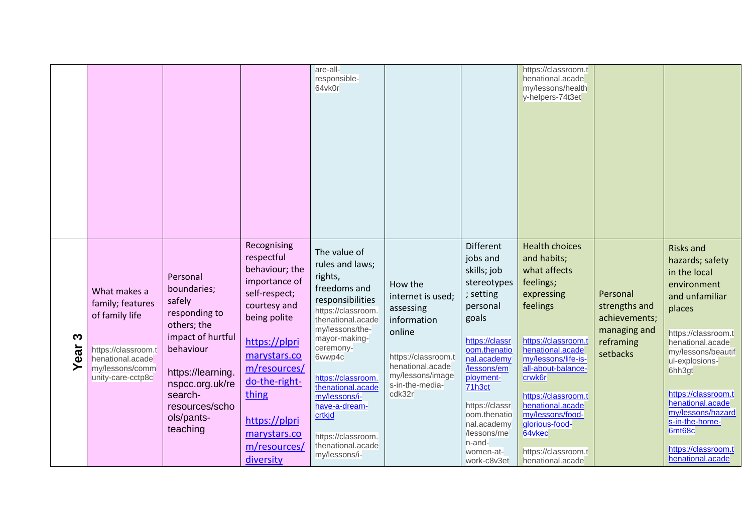| | | | | | | | | | |
|---|---|---|---|---|---|---|---|---|---|
| | | | | are-all-responsible-64vk0r | | | https://classroom.thenational.academy/lessons/healthy-helpers-74t3et | | |
| **Year 3** | What makes a family; features of family life<br><br>https://classroom.thenational.academy/lessons/community-care-cctp8c | Personal boundaries; safely responding to others; the impact of hurtful behaviour<br><br>https://learning.nspcc.org.uk/research-resources/schools/pants-teaching | Recognising respectful behaviour; the importance of self-respect; courtesy and being polite<br><br>https://plprimarystars.com/resources/do-the-right-thing<br><br>https://plprimarystars.com/resources/diversity | The value of rules and laws; rights, freedoms and responsibilities<br>https://classroom.thenational.academy/lessons/the-mayor-making-ceremony-6wwp4c<br><br>https://classroom.thenational.academy/lessons/i-have-a-dream-crtkjd<br><br>https://classroom.thenational.academy/lessons/i- | How the internet is used; assessing information online<br><br>https://classroom.thenational.academy/lessons/images-in-the-media-cdk32r | Different jobs and skills; job stereotypes; setting personal goals<br><br>https://classroom.thenational.academy/lessons/employment-71h3ct<br><br>https://classroom.thenational.academy/lessons/men-and-women-at-work-c8v3et | Health choices and habits; what affects feelings; expressing feelings<br><br>https://classroom.thenational.academy/lessons/life-is-all-about-balance-crwk6r<br><br>https://classroom.thenational.academy/lessons/food-glorious-food-64vkec<br><br>https://classroom.thenational.acade | Personal strengths and achievements; managing and reframing setbacks | Risks and hazards; safety in the local environment and unfamiliar places<br><br>https://classroom.thenational.academy/lessons/beautiful-explosions-6hh3gt<br><br>https://classroom.thenational.academy/lessons/hazards-in-the-home-6mt68c<br><br>https://classroom.thenational.acade |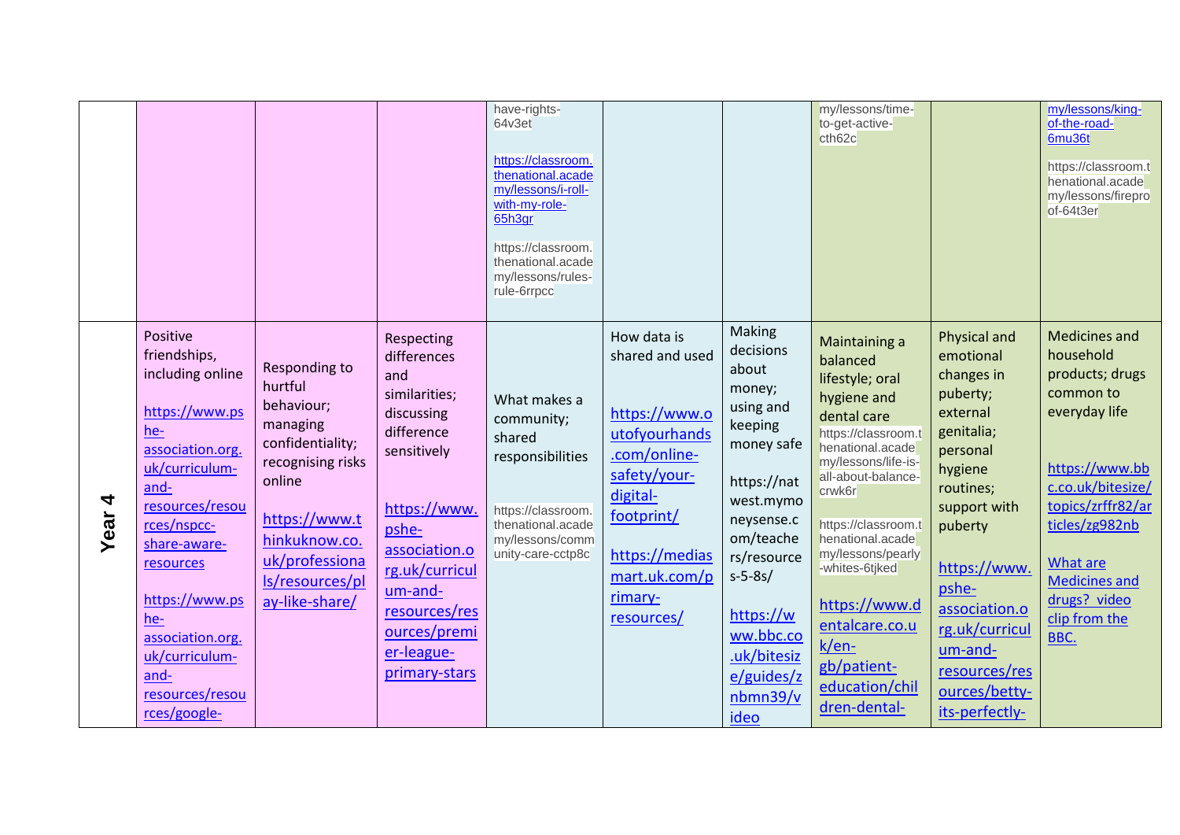| | | | | | | | | | |
|---|---|---|---|---|---|---|---|---|---|
| | | | | have-rights-64v3et<br><br>https://classroom.thenational.academy/lessons/i-roll-with-my-role-65h3gr<br><br>https://classroom.thenational.academy/lessons/rules-rule-6rrpcc | | | my/lessons/time-to-get-active-cth62c | | my/lessons/king-of-the-road-6mu36t<br><br>https://classroom.thenational.academy/lessons/fireproof-64t3er |
| **Year 4** | Positive friendships, including online<br><br>https://www.pshe-association.org.uk/curriculum-and-resources/resources/nspcc-share-aware-resources<br><br>https://www.pshe-association.org.uk/curriculum-and-resources/resources/google- | Responding to hurtful behaviour; managing confidentiality; recognising risks online<br><br>https://www.thinkuknow.co.uk/professionals/resources/play-like-share/ | Respecting differences and similarities; discussing difference sensitively<br><br>https://www.pshe-association.org.uk/curriculum-and-resources/resources/premier-league-primary-stars | What makes a community; shared responsibilities<br><br>https://classroom.thenational.academy/lessons/community-care-cctp8c | How data is shared and used<br><br>https://www.outofyourhands.com/online-safety/your-digital-footprint/<br><br>https://mediasmart.uk.com/primary-resources/ | Making decisions about money; using and keeping money safe<br><br>https://natwest.mymoneysense.com/teachers/resources-5-8s/<br><br>https://www.bbc.co.uk/bitesize/guides/znbmn39/video | Maintaining a balanced lifestyle; oral hygiene and dental care<br>https://classroom.thenational.academy/lessons/life-is-all-about-balance-crwk6r<br><br>https://classroom.thenational.academy/lessons/pearly-whites-6tjked<br><br>https://www.dentalcare.co.uk/en-gb/patient-education/children-dental- | Physical and emotional changes in puberty; external genitalia; personal hygiene routines; support with puberty<br><br>https://www.pshe-association.org.uk/curriculum-and-resources/resources/betty-its-perfectly- | Medicines and household products; drugs common to everyday life<br><br>https://www.bbc.co.uk/bitesize/topics/zrffr82/articles/zg982nb<br><br>What are Medicines and drugs? video clip from the BBC. |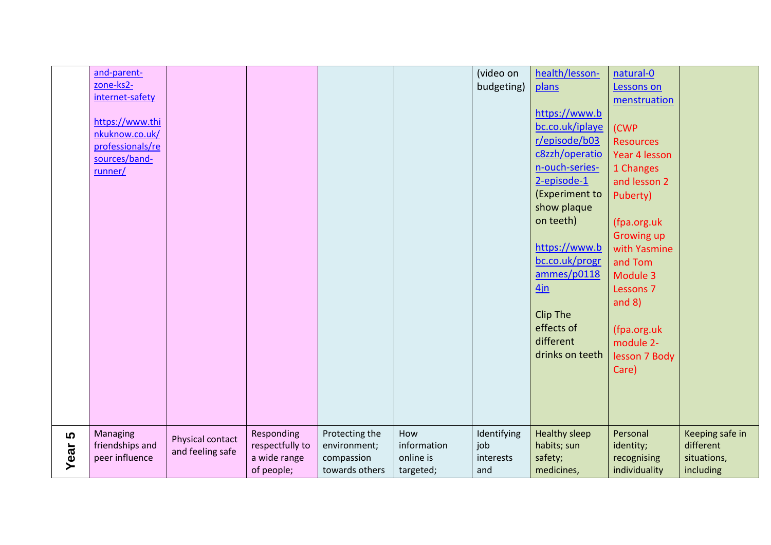| | | | | | | | | | |
|---|---|---|---|---|---|---|---|---|---|
| | and-parent-zone-ks2-internet-safety<br><br>https://www.thinkuknow.co.uk/professionals/resources/band-runner/ | | | | | (video on budgeting) | health/lesson-plans<br><br>https://www.bbc.co.uk/iplayer/episode/b03c8zzh/operation-ouch-series-2-episode-1 (Experiment to show plaque on teeth)<br><br>https://www.bbc.co.uk/programmes/p01184jn<br><br>Clip The effects of different drinks on teeth | natural-0 Lessons on menstruation<br><br>(CWP Resources Year 4 lesson 1 Changes and lesson 2 Puberty)<br><br>(fpa.org.uk Growing up with Yasmine and Tom Module 3 Lessons 7 and 8)<br><br>(fpa.org.uk module 2- lesson 7 Body Care) | |
| **Year 5** | Managing friendships and peer influence | Physical contact and feeling safe | Responding respectfully to a wide range of people; | Protecting the environment; compassion towards others | How information online is targeted; | Identifying job interests and | Healthy sleep habits; sun safety; medicines, | Personal identity; recognising individuality | Keeping safe in different situations, including |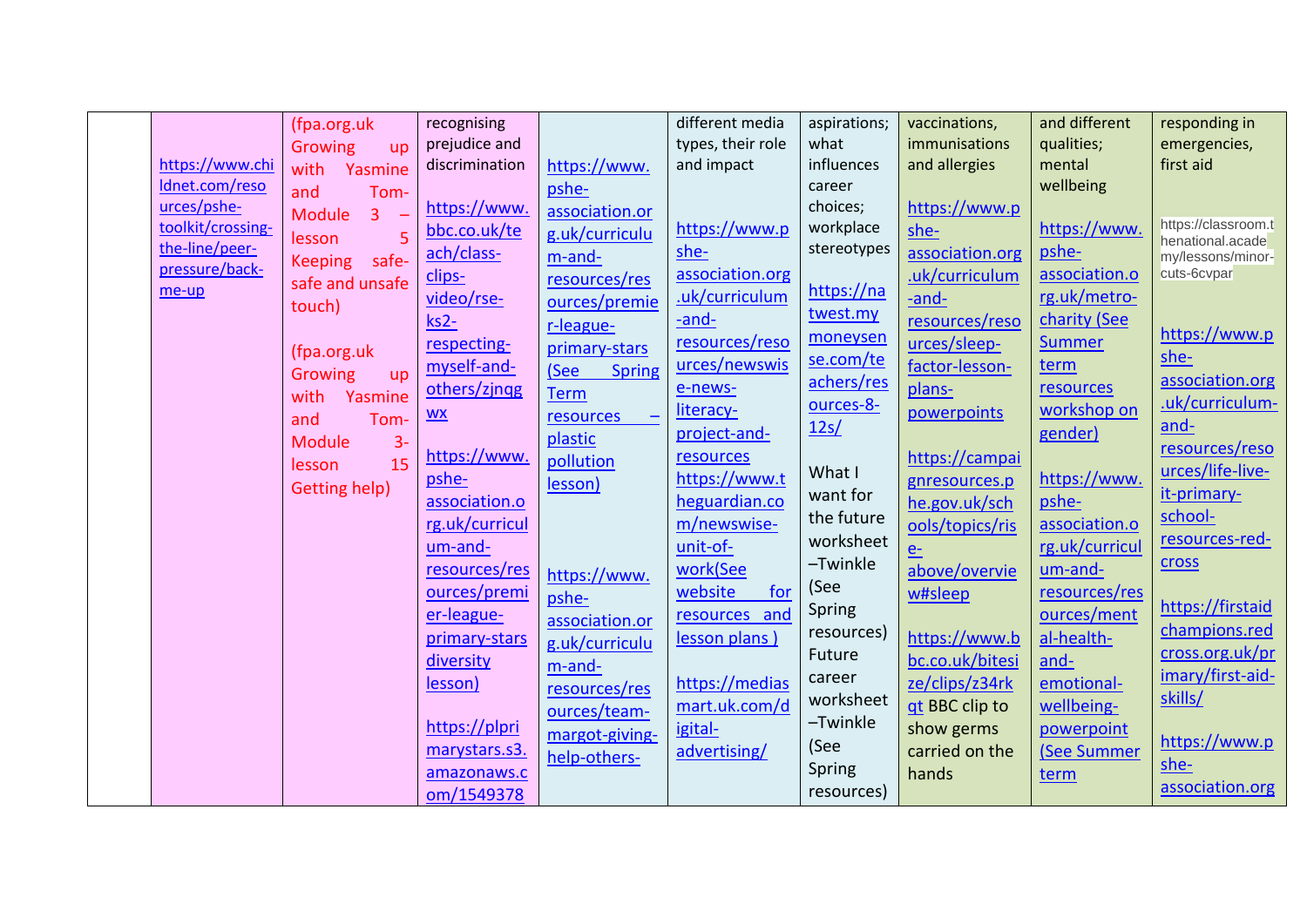| | | | | | | | | | |
|---|---|---|---|---|---|---|---|---|---|
| | https://www.childnet.com/resources/pshe-toolkit/crossing-the-line/peer-pressure/back-me-up | (fpa.org.uk Growing up with Yasmine and Tom- Module 3 – lesson 5 Keeping safe-safe and unsafe touch) (fpa.org.uk Growing up with Yasmine and Tom- Module 3- lesson 15 Getting help) | recognising prejudice and discrimination https://www.bbc.co.uk/teach/class-clips-video/rse-ks2-respecting-myself-and-others/zjnqgwx https://www.pshe-association.org.uk/curriculum-and-resources/resources/premier-league-primary-stars diversity lesson) https://plprimarystars.s3.amazonaws.com/1549378 | https://www.pshe-association.org.uk/curriculum-and-resources/resources/premier-league-primary-stars (See Spring Term resources – plastic pollution lesson) https://www.pshe-association.org.uk/curriculum-and-resources/resources/team-margot-giving-help-others- | different media types, their role and impact https://www.pshe-association.org.uk/curriculum-and-resources/resources/newswise-news-literacy-project-and-resources https://www.theguardian.com/newswise-unit-of-work(See website for resources and lesson plans ) https://mediasmart.uk.com/digital-advertising/ | aspirations; what influences career choices; workplace stereotypes https://natwest.mymoneysense.com/teachers/resources-8-12s/ What I want for the future worksheet –Twinkle (See Spring resources) Future career worksheet –Twinkle (See Spring resources) | vaccinations, immunisations and allergies https://www.pshe-association.org.uk/curriculum-and-resources/resources/sleep-factor-lesson-plans-powerpoints https://campaignresources.phe.gov.uk/schools/topics/rise-above/overview#sleep https://www.bbc.co.uk/bitesize/clips/z34rkqt BBC clip to show germs carried on the hands | and different qualities; mental wellbeing https://www.pshe-association.org.uk/metro-charity (See Summer term resources workshop on gender) https://www.pshe-association.org.uk/curriculum-and-resources/resources/mental-health-and-emotional-wellbeing-powerpoint (See Summer term | responding in emergencies, first aid https://classroom.thenational.academy/lessons/minor-cuts-6cvpar https://www.pshe-association.org.uk/curriculum-and-resources/resources/life-live-it-primary-school-resources-red-cross https://firstaidchampions.redcross.org.uk/primary/first-aid-skills/ https://www.pshe-association.org |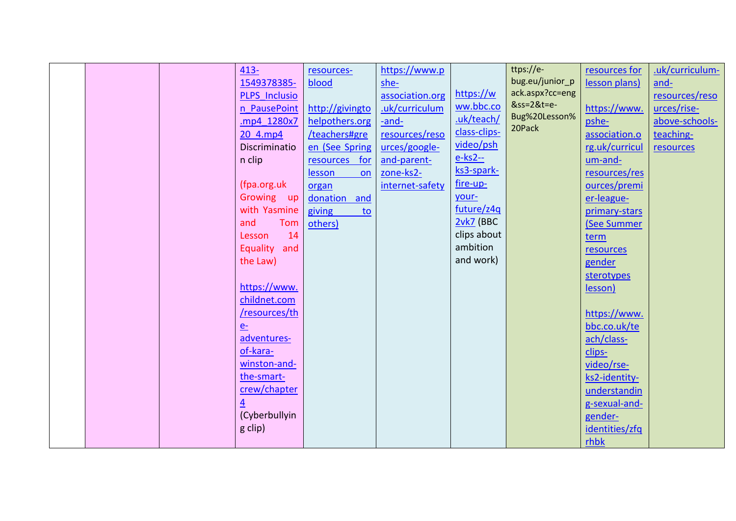|  |  |  |  |  |  |  |  |  |  |
|---|---|---|---|---|---|---|---|---|---|
|  |  |  | 413-1549378385-PLPS_Inclusion_PausePoint.mp4_1280x720_4.mp4 Discrimination clip<br><br>(fpa.org.uk Growing up with Yasmine and Tom Lesson 14 Equality and the Law)<br><br>https://www.childnet.com/resources/the-adventures-of-kara-winston-and-the-smart-crew/chapter4 (Cyberbullying clip) | resources-blood<br><br>http://givingtohelpothers.org/teachers#green (See Spring resources for lesson on organ donation and giving to others) | https://www.pshe-association.org.uk/curriculum-and-resources/resources/google-and-parent-zone-ks2-internet-safety | https://www.bbc.co.uk/teach/class-clips-video/pshe-ks2--ks3-spark-fire-up-your-future/z4q2vk7 (BBC clips about ambition and work) | ttps://e-bug.eu/junior_pack.aspx?cc=eng&ss=2&t=e-Bug%20Lesson%20Pack | resources for lesson plans)<br><br>https://www.pshe-association.org.uk/curriculum-and-resources/resources/premier-league-primary-stars (See Summer term resources gender sterotypes lesson)<br><br>https://www.bbc.co.uk/teach/class-clips-video/rse-ks2-identity-understanding-sexual-and-gender-identities/zfqrhbk | .uk/curriculum-and-resources/resources/rise-above-schools-teaching-resources |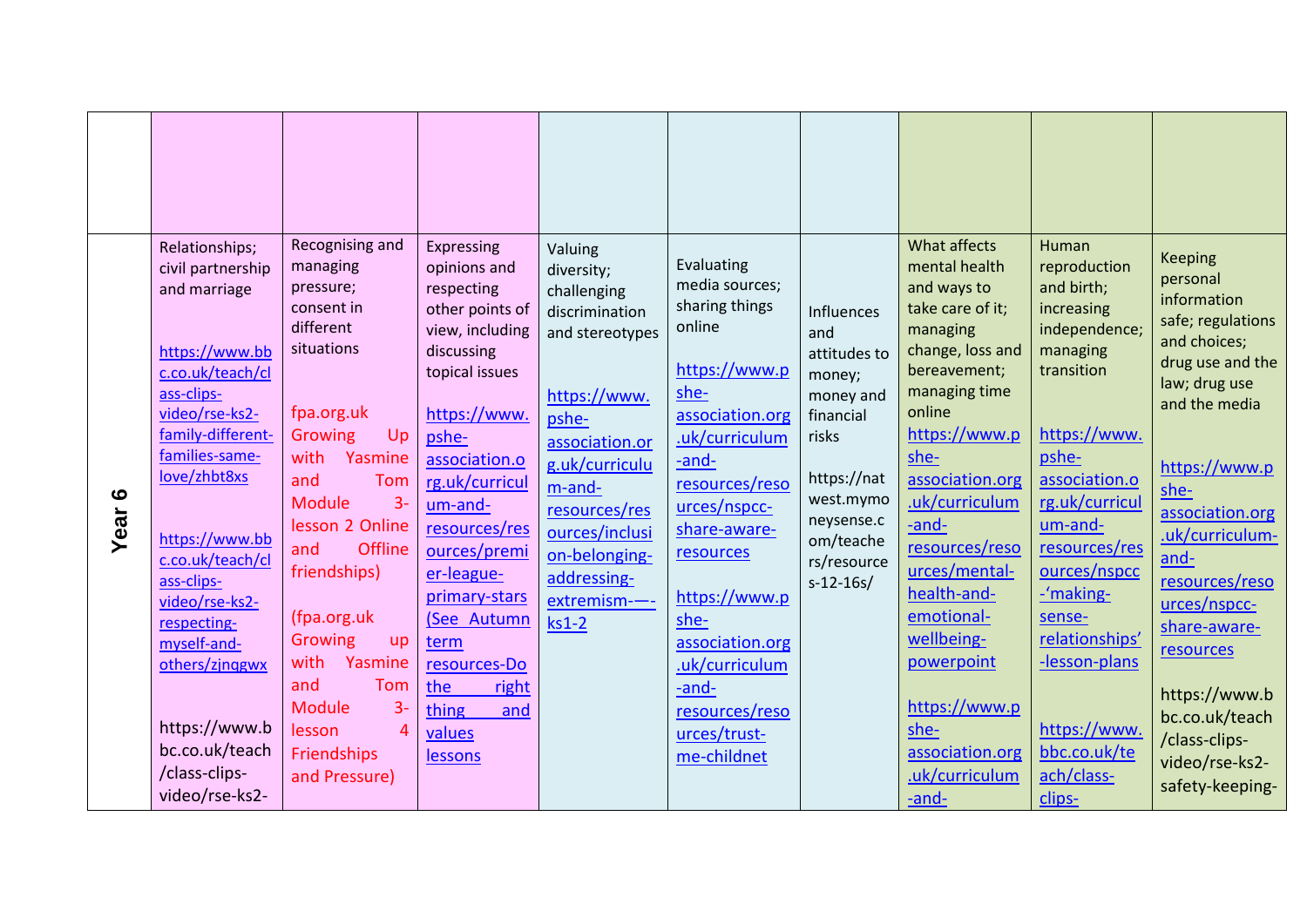| | | | | | | | | | |
|---|---|---|---|---|---|---|---|---|---|
| **Year 6** | Relationships; civil partnership and marriage<br><br>https://www.bbc.co.uk/teach/class-clips-video/rse-ks2-family-different-families-same-love/zhbt8xs<br><br>https://www.bbc.co.uk/teach/class-clips-video/rse-ks2-respecting-myself-and-others/zjnqgwx<br><br>https://www.bbc.co.uk/teach/class-clips-video/rse-ks2- | Recognising and managing pressure; consent in different situations<br><br>fpa.org.uk Growing Up with Yasmine and Tom Module 3-lesson 2 Online and Offline friendships)<br><br>(fpa.org.uk Growing up with Yasmine and Tom Module 3-lesson 4 Friendships and Pressure) | Expressing opinions and respecting other points of view, including discussing topical issues<br><br>https://www.pshe-association.org.uk/curriculum-and-resources/resources/premier-league-primary-stars (See Autumn term resources-Do the right thing and values lessons | Valuing diversity; challenging discrimination and stereotypes<br><br>https://www.pshe-association.org.uk/curriculum-and-resources/resources/inclusion-belonging-addressing-extremism-—-ks1-2 | Evaluating media sources; sharing things online<br><br>https://www.pshe-association.org.uk/curriculum-and-resources/resources/nspcc-share-aware-resources<br><br>https://www.pshe-association.org.uk/curriculum-and-resources/resources/trust-me-childnet | Influences and attitudes to money; money and financial risks<br><br>https://natwest.mymoneysense.com/teachers/resources-12-16s/ | What affects mental health and ways to take care of it; managing change, loss and bereavement; managing time online<br>https://www.pshe-association.org.uk/curriculum-and-resources/resources/mental-health-and-emotional-wellbeing-powerpoint<br><br>https://www.pshe-association.org.uk/curriculum-and- | Human reproduction and birth; increasing independence; managing transition<br><br>https://www.pshe-association.org.uk/curriculum-and-resources/resources/nspcc-'making-sense-relationships'-lesson-plans<br><br>https://www.bbc.co.uk/teach/class-clips- | Keeping personal information safe; regulations and choices; drug use and the law; drug use and the media<br><br>https://www.pshe-association.org.uk/curriculum-and-resources/resources/nspcc-share-aware-resources<br><br>https://www.bbc.co.uk/teach/class-clips-video/rse-ks2-safety-keeping- |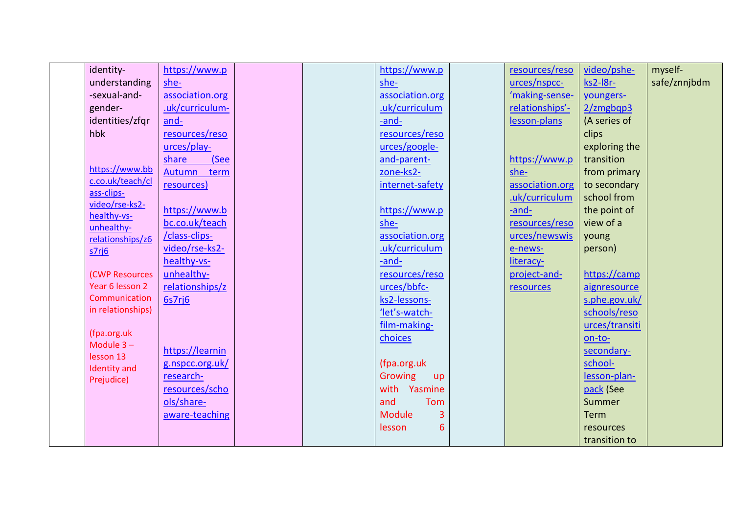|  |  |  |  |  |  |  |  |  |  |
|---|---|---|---|---|---|---|---|---|---|
|  | identity-understanding-sexual-and-gender-identities/zfqrhbk<br><br>https://www.bbc.co.uk/teach/class-clips-video/rse-ks2-healthy-vs-unhealthy-relationships/z6s7rj6<br><br>(CWP Resources Year 6 lesson 2 Communication in relationships)<br><br>(fpa.org.uk Module 3 – lesson 13 Identity and Prejudice) | https://www.pshe-association.org.uk/curriculum-and-resources/resources/play-share (See Autumn term resources)<br><br>https://www.bbc.co.uk/teach/class-clips-video/rse-ks2-healthy-vs-unhealthy-relationships/z6s7rj6<br><br>https://learning.nspcc.org.uk/research-resources/schools/share-aware-teaching |  |  | https://www.pshe-association.org.uk/curriculum-and-resources/resources/google-and-parent-zone-ks2-internet-safety<br><br>https://www.pshe-association.org.uk/curriculum-and-resources/resources/bbfc-ks2-lessons-'let's-watch-film-making-choices<br><br>(fpa.org.uk Growing up with Yasmine and Tom Module 3 lesson 6 |  | resources/resources/nspcc-'making-sense-relationships'-lesson-plans<br><br>https://www.pshe-association.org.uk/curriculum-and-resources/resources/newswise-news-literacy-project-and-resources | video/pshe-ks2-l8r-youngers-2/zmgbqp3 (A series of clips exploring the transition from primary to secondary school from the point of view of a young person)<br><br>https://campaignresources.phe.gov.uk/schools/resources/transition-to-secondary-school-lesson-plan-pack (See Summer Term resources transition to | myself-safe/znnjbdm |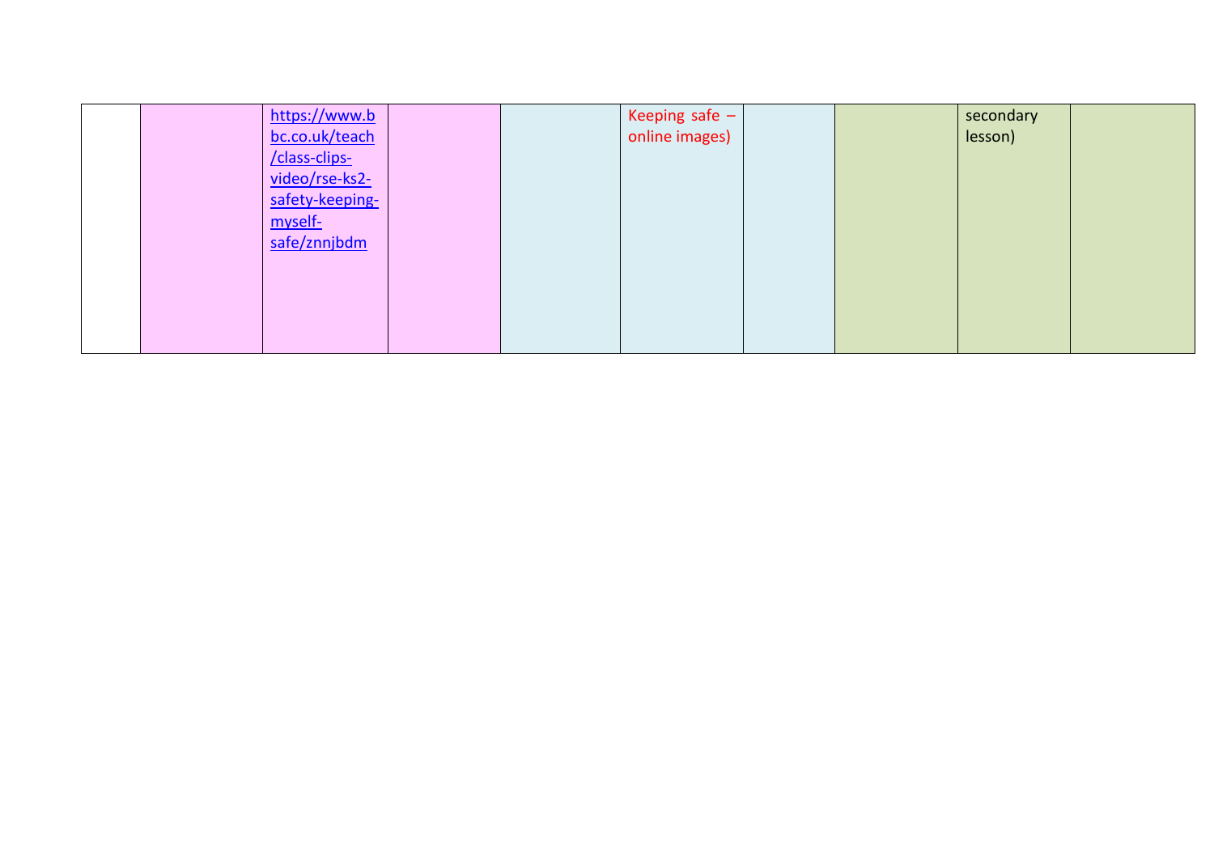| | | | | | | | | | |
|---|---|---|---|---|---|---|---|---|---|
| | | https://www.bbc.co.uk/teach/class-clips-video/rse-ks2-safety-keeping-myself-safe/znnjbdm | | | Keeping safe – online images) | | | secondary lesson) | |